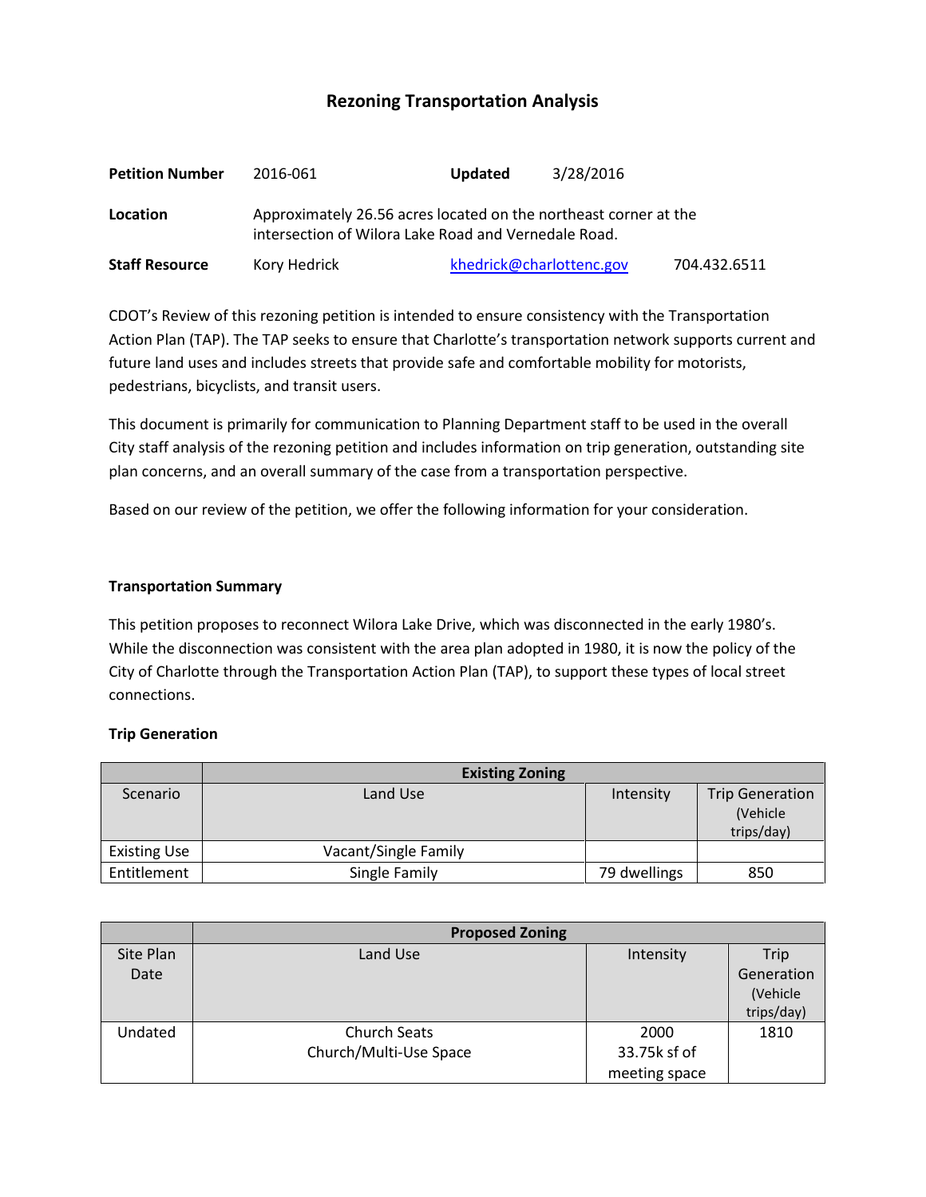# Rezoning Transportation Analysis

**Petition Number** 2016-061 **Updated** 3/28/2016

**Location** Approximately 26.56 acres located on the northeast corner at the intersection of Wilora Lake Road and Vernedale Road.

**Staff Resource** Kory Hedrick khedrick@charlottenc.gov 704.432.6511

CDOT's Review of this rezoning petition is intended to ensure consistency with the Transportation Action Plan (TAP). The TAP seeks to ensure that Charlotte's transportation network supports current and future land uses and includes streets that provide safe and comfortable mobility for motorists, pedestrians, bicyclists, and transit users.

This document is primarily for communication to Planning Department staff to be used in the overall City staff analysis of the rezoning petition and includes information on trip generation, outstanding site plan concerns, and an overall summary of the case from a transportation perspective.

Based on our review of the petition, we offer the following information for your consideration.

### Transportation Summary

This petition proposes to reconnect Wilora Lake Drive, which was disconnected in the early 1980's. While the disconnection was consistent with the area plan adopted in 1980, it is now the policy of the City of Charlotte through the Transportation Action Plan (TAP), to support these types of local street connections.

### Trip Generation

| | Existing Zoning | | |
|---|---|---|---|
| Scenario | Land Use | Intensity | Trip Generation (Vehicle trips/day) |
| Existing Use | Vacant/Single Family | | |
| Entitlement | Single Family | 79 dwellings | 850 |

| | Proposed Zoning | | |
|---|---|---|---|
| Site Plan Date | Land Use | Intensity | Trip Generation (Vehicle trips/day) |
| Undated | Church Seats<br>Church/Multi-Use Space | 2000<br>33.75k sf of meeting space | 1810 |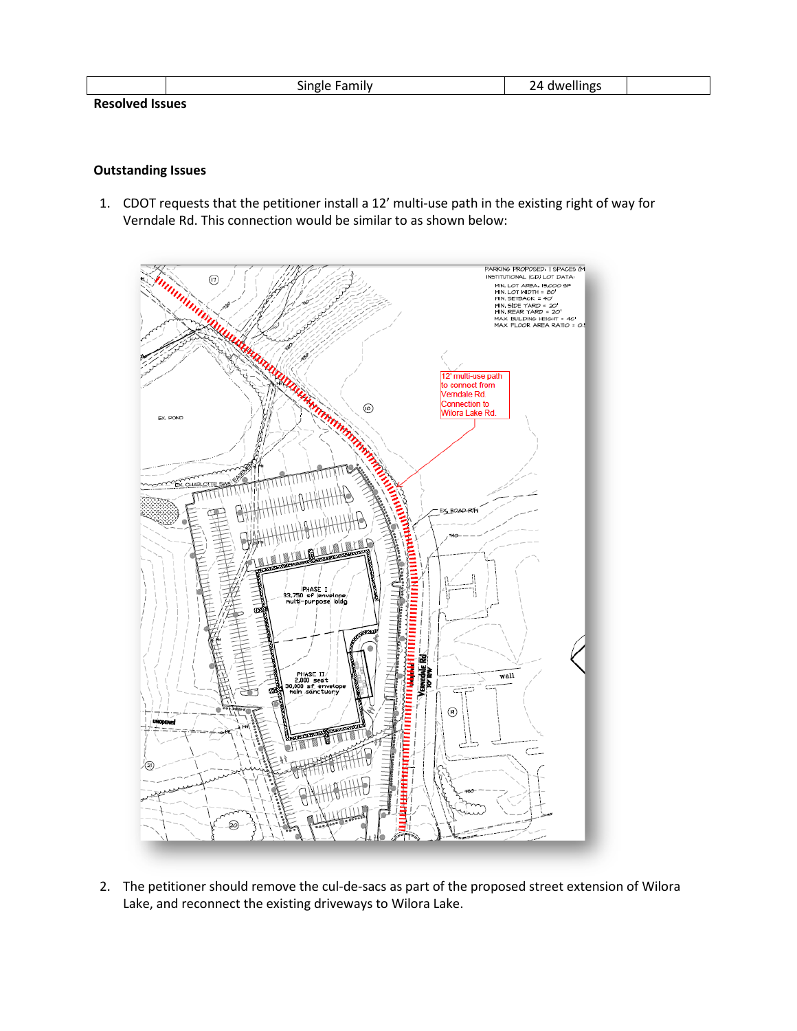| | Single Family | 24 dwellings | |
|---|---|---|---|

**Resolved Issues**

**Outstanding Issues**

1. CDOT requests that the petitioner install a 12' multi-use path in the existing right of way for Verndale Rd. This connection would be similar to as shown below:

2. The petitioner should remove the cul-de-sacs as part of the proposed street extension of Wilora Lake, and reconnect the existing driveways to Wilora Lake.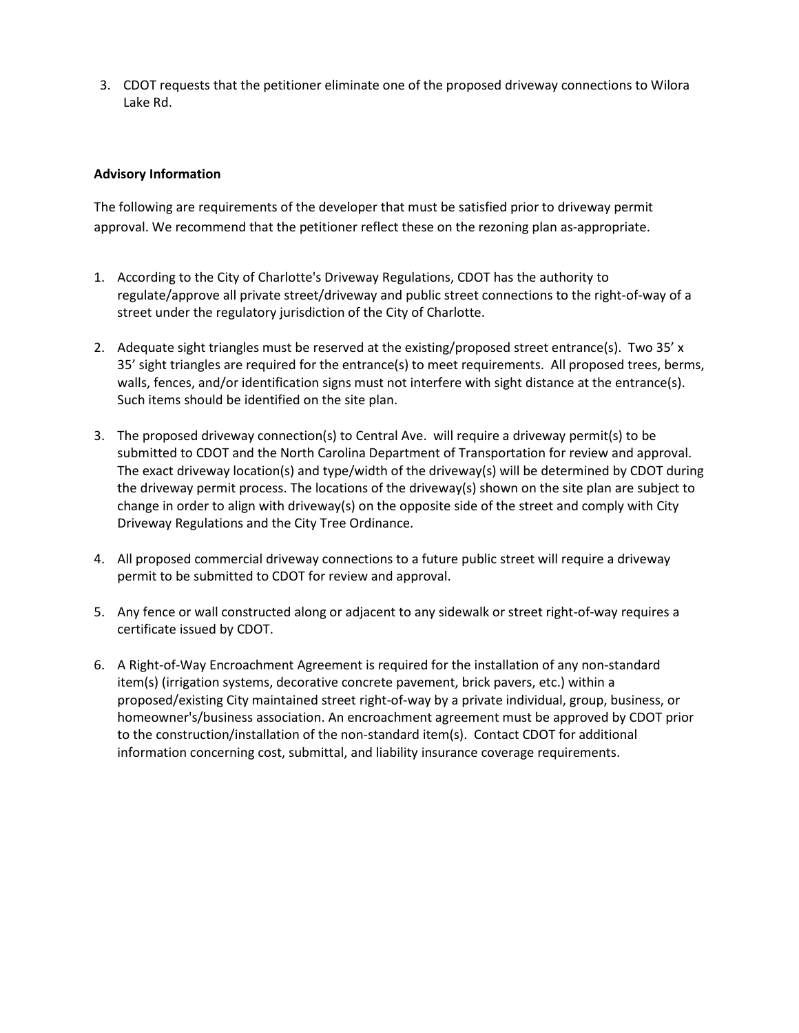3. CDOT requests that the petitioner eliminate one of the proposed driveway connections to Wilora Lake Rd.

**Advisory Information**

The following are requirements of the developer that must be satisfied prior to driveway permit approval. We recommend that the petitioner reflect these on the rezoning plan as-appropriate.

1. According to the City of Charlotte's Driveway Regulations, CDOT has the authority to regulate/approve all private street/driveway and public street connections to the right-of-way of a street under the regulatory jurisdiction of the City of Charlotte.
2. Adequate sight triangles must be reserved at the existing/proposed street entrance(s). Two 35' x 35' sight triangles are required for the entrance(s) to meet requirements. All proposed trees, berms, walls, fences, and/or identification signs must not interfere with sight distance at the entrance(s). Such items should be identified on the site plan.
3. The proposed driveway connection(s) to Central Ave. will require a driveway permit(s) to be submitted to CDOT and the North Carolina Department of Transportation for review and approval. The exact driveway location(s) and type/width of the driveway(s) will be determined by CDOT during the driveway permit process. The locations of the driveway(s) shown on the site plan are subject to change in order to align with driveway(s) on the opposite side of the street and comply with City Driveway Regulations and the City Tree Ordinance.
4. All proposed commercial driveway connections to a future public street will require a driveway permit to be submitted to CDOT for review and approval.
5. Any fence or wall constructed along or adjacent to any sidewalk or street right-of-way requires a certificate issued by CDOT.
6. A Right-of-Way Encroachment Agreement is required for the installation of any non-standard item(s) (irrigation systems, decorative concrete pavement, brick pavers, etc.) within a proposed/existing City maintained street right-of-way by a private individual, group, business, or homeowner's/business association. An encroachment agreement must be approved by CDOT prior to the construction/installation of the non-standard item(s). Contact CDOT for additional information concerning cost, submittal, and liability insurance coverage requirements.